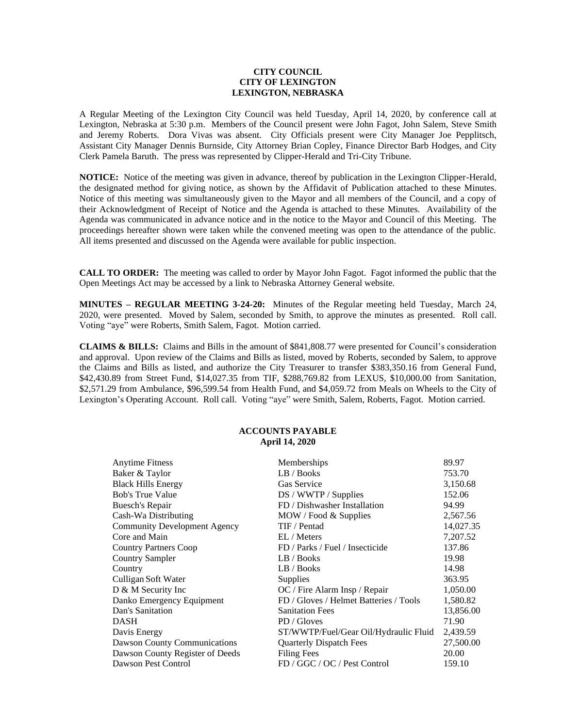**CITY COUNCIL**
**CITY OF LEXINGTON**
**LEXINGTON, NEBRASKA**

A Regular Meeting of the Lexington City Council was held Tuesday, April 14, 2020, by conference call at Lexington, Nebraska at 5:30 p.m. Members of the Council present were John Fagot, John Salem, Steve Smith and Jeremy Roberts. Dora Vivas was absent. City Officials present were City Manager Joe Pepplitsch, Assistant City Manager Dennis Burnside, City Attorney Brian Copley, Finance Director Barb Hodges, and City Clerk Pamela Baruth. The press was represented by Clipper-Herald and Tri-City Tribune.

**NOTICE:** Notice of the meeting was given in advance, thereof by publication in the Lexington Clipper-Herald, the designated method for giving notice, as shown by the Affidavit of Publication attached to these Minutes. Notice of this meeting was simultaneously given to the Mayor and all members of the Council, and a copy of their Acknowledgment of Receipt of Notice and the Agenda is attached to these Minutes. Availability of the Agenda was communicated in advance notice and in the notice to the Mayor and Council of this Meeting. The proceedings hereafter shown were taken while the convened meeting was open to the attendance of the public. All items presented and discussed on the Agenda were available for public inspection.

**CALL TO ORDER:** The meeting was called to order by Mayor John Fagot. Fagot informed the public that the Open Meetings Act may be accessed by a link to Nebraska Attorney General website.

**MINUTES – REGULAR MEETING 3-24-20:** Minutes of the Regular meeting held Tuesday, March 24, 2020, were presented. Moved by Salem, seconded by Smith, to approve the minutes as presented. Roll call. Voting "aye" were Roberts, Smith Salem, Fagot. Motion carried.

**CLAIMS & BILLS:** Claims and Bills in the amount of $841,808.77 were presented for Council's consideration and approval. Upon review of the Claims and Bills as listed, moved by Roberts, seconded by Salem, to approve the Claims and Bills as listed, and authorize the City Treasurer to transfer $383,350.16 from General Fund, $42,430.89 from Street Fund, $14,027.35 from TIF, $288,769.82 from LEXUS, $10,000.00 from Sanitation, $2,571.29 from Ambulance, $96,599.54 from Health Fund, and $4,059.72 from Meals on Wheels to the City of Lexington's Operating Account. Roll call. Voting "aye" were Smith, Salem, Roberts, Fagot. Motion carried.

**ACCOUNTS PAYABLE**
**April 14, 2020**

| | | |
|---|---|---|
| Anytime Fitness | Memberships | 89.97 |
| Baker & Taylor | LB / Books | 753.70 |
| Black Hills Energy | Gas Service | 3,150.68 |
| Bob's True Value | DS / WWTP / Supplies | 152.06 |
| Buesch's Repair | FD / Dishwasher Installation | 94.99 |
| Cash-Wa Distributing | MOW / Food & Supplies | 2,567.56 |
| Community Development Agency | TIF / Pentad | 14,027.35 |
| Core and Main | EL / Meters | 7,207.52 |
| Country Partners Coop | FD / Parks / Fuel / Insecticide | 137.86 |
| Country Sampler | LB / Books | 19.98 |
| Country | LB / Books | 14.98 |
| Culligan Soft Water | Supplies | 363.95 |
| D & M Security Inc | OC / Fire Alarm Insp / Repair | 1,050.00 |
| Danko Emergency Equipment | FD / Gloves / Helmet Batteries / Tools | 1,580.82 |
| Dan's Sanitation | Sanitation Fees | 13,856.00 |
| DASH | PD / Gloves | 71.90 |
| Davis Energy | ST/WWTP/Fuel/Gear Oil/Hydraulic Fluid | 2,439.59 |
| Dawson County Communications | Quarterly Dispatch Fees | 27,500.00 |
| Dawson County Register of Deeds | Filing Fees | 20.00 |
| Dawson Pest Control | FD / GGC / OC / Pest Control | 159.10 |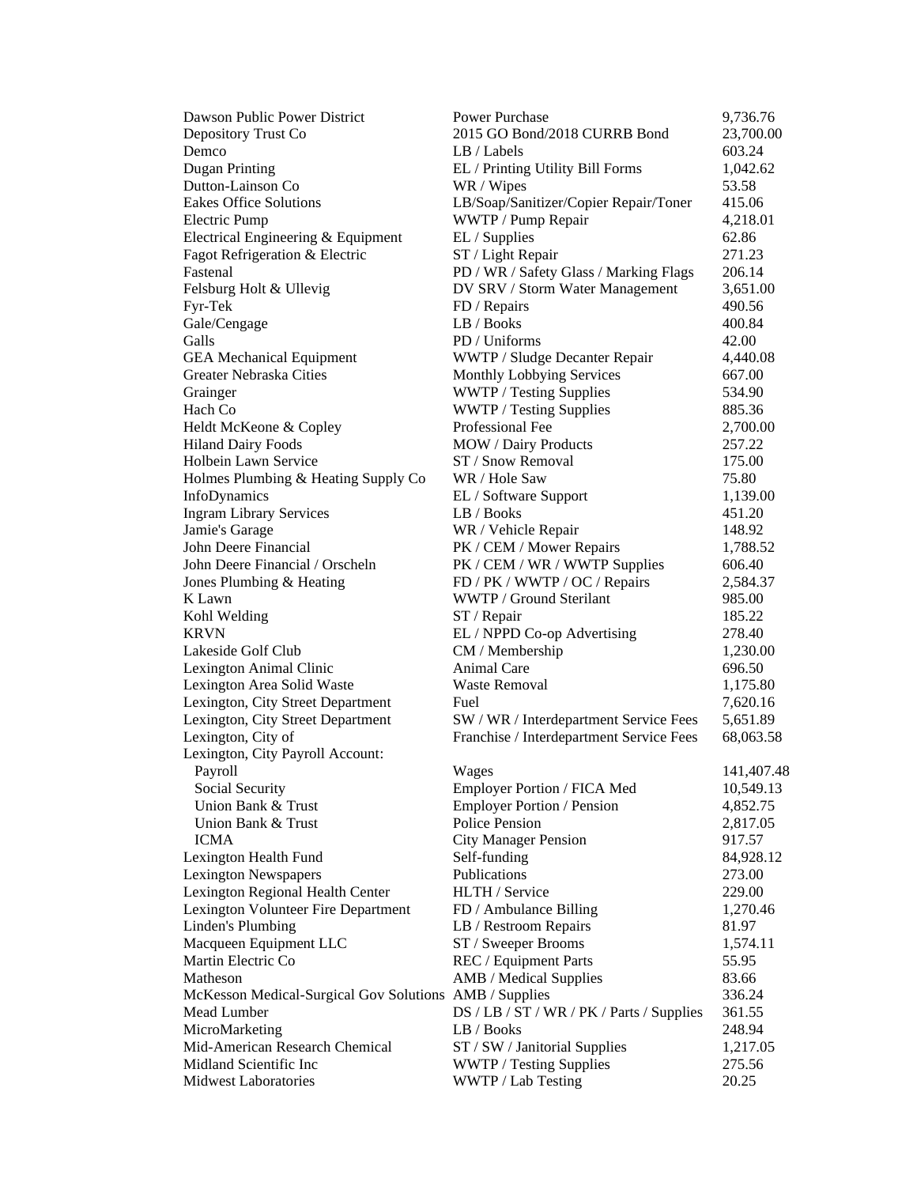| | | |
|---|---|---|
| Dawson Public Power District | Power Purchase | 9,736.76 |
| Depository Trust Co | 2015 GO Bond/2018 CURRB Bond | 23,700.00 |
| Demco | LB / Labels | 603.24 |
| Dugan Printing | EL / Printing Utility Bill Forms | 1,042.62 |
| Dutton-Lainson Co | WR / Wipes | 53.58 |
| Eakes Office Solutions | LB/Soap/Sanitizer/Copier Repair/Toner | 415.06 |
| Electric Pump | WWTP / Pump Repair | 4,218.01 |
| Electrical Engineering & Equipment | EL / Supplies | 62.86 |
| Fagot Refrigeration & Electric | ST / Light Repair | 271.23 |
| Fastenal | PD / WR / Safety Glass / Marking Flags | 206.14 |
| Felsburg Holt & Ullevig | DV SRV / Storm Water Management | 3,651.00 |
| Fyr-Tek | FD / Repairs | 490.56 |
| Gale/Cengage | LB / Books | 400.84 |
| Galls | PD / Uniforms | 42.00 |
| GEA Mechanical Equipment | WWTP / Sludge Decanter Repair | 4,440.08 |
| Greater Nebraska Cities | Monthly Lobbying Services | 667.00 |
| Grainger | WWTP / Testing Supplies | 534.90 |
| Hach Co | WWTP / Testing Supplies | 885.36 |
| Heldt McKeone & Copley | Professional Fee | 2,700.00 |
| Hiland Dairy Foods | MOW / Dairy Products | 257.22 |
| Holbein Lawn Service | ST / Snow Removal | 175.00 |
| Holmes Plumbing & Heating Supply Co | WR / Hole Saw | 75.80 |
| InfoDynamics | EL / Software Support | 1,139.00 |
| Ingram Library Services | LB / Books | 451.20 |
| Jamie's Garage | WR / Vehicle Repair | 148.92 |
| John Deere Financial | PK / CEM / Mower Repairs | 1,788.52 |
| John Deere Financial / Orscheln | PK / CEM / WR / WWTP Supplies | 606.40 |
| Jones Plumbing & Heating | FD / PK / WWTP / OC / Repairs | 2,584.37 |
| K Lawn | WWTP / Ground Sterilant | 985.00 |
| Kohl Welding | ST / Repair | 185.22 |
| KRVN | EL / NPPD Co-op Advertising | 278.40 |
| Lakeside Golf Club | CM / Membership | 1,230.00 |
| Lexington Animal Clinic | Animal Care | 696.50 |
| Lexington Area Solid Waste | Waste Removal | 1,175.80 |
| Lexington, City Street Department | Fuel | 7,620.16 |
| Lexington, City Street Department | SW / WR / Interdepartment Service Fees | 5,651.89 |
| Lexington, City of | Franchise / Interdepartment Service Fees | 68,063.58 |
| Lexington, City Payroll Account: | | |
| Payroll | Wages | 141,407.48 |
| Social Security | Employer Portion / FICA Med | 10,549.13 |
| Union Bank & Trust | Employer Portion / Pension | 4,852.75 |
| Union Bank & Trust | Police Pension | 2,817.05 |
| ICMA | City Manager Pension | 917.57 |
| Lexington Health Fund | Self-funding | 84,928.12 |
| Lexington Newspapers | Publications | 273.00 |
| Lexington Regional Health Center | HLTH / Service | 229.00 |
| Lexington Volunteer Fire Department | FD / Ambulance Billing | 1,270.46 |
| Linden's Plumbing | LB / Restroom Repairs | 81.97 |
| Macqueen Equipment LLC | ST / Sweeper Brooms | 1,574.11 |
| Martin Electric Co | REC / Equipment Parts | 55.95 |
| Matheson | AMB / Medical Supplies | 83.66 |
| McKesson Medical-Surgical Gov Solutions | AMB / Supplies | 336.24 |
| Mead Lumber | DS / LB / ST / WR / PK / Parts / Supplies | 361.55 |
| MicroMarketing | LB / Books | 248.94 |
| Mid-American Research Chemical | ST / SW / Janitorial Supplies | 1,217.05 |
| Midland Scientific Inc | WWTP / Testing Supplies | 275.56 |
| Midwest Laboratories | WWTP / Lab Testing | 20.25 |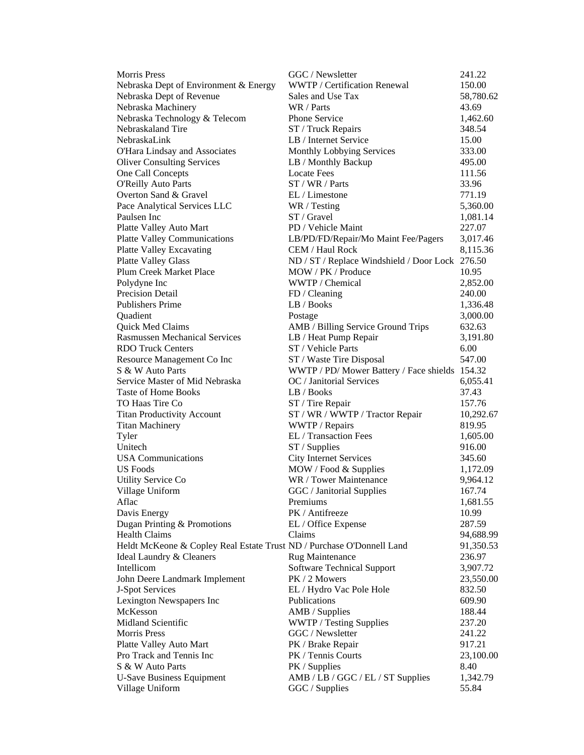| | | |
|---|---|---|
| Morris Press | GGC / Newsletter | 241.22 |
| Nebraska Dept of Environment & Energy | WWTP / Certification Renewal | 150.00 |
| Nebraska Dept of Revenue | Sales and Use Tax | 58,780.62 |
| Nebraska Machinery | WR / Parts | 43.69 |
| Nebraska Technology & Telecom | Phone Service | 1,462.60 |
| Nebraskaland Tire | ST / Truck Repairs | 348.54 |
| NebraskaLink | LB / Internet Service | 15.00 |
| O'Hara Lindsay and Associates | Monthly Lobbying Services | 333.00 |
| Oliver Consulting Services | LB / Monthly Backup | 495.00 |
| One Call Concepts | Locate Fees | 111.56 |
| O'Reilly Auto Parts | ST / WR / Parts | 33.96 |
| Overton Sand & Gravel | EL / Limestone | 771.19 |
| Pace Analytical Services LLC | WR / Testing | 5,360.00 |
| Paulsen Inc | ST / Gravel | 1,081.14 |
| Platte Valley Auto Mart | PD / Vehicle Maint | 227.07 |
| Platte Valley Communications | LB/PD/FD/Repair/Mo Maint Fee/Pagers | 3,017.46 |
| Platte Valley Excavating | CEM / Haul Rock | 8,115.36 |
| Platte Valley Glass | ND / ST / Replace Windshield / Door Lock | 276.50 |
| Plum Creek Market Place | MOW / PK / Produce | 10.95 |
| Polydyne Inc | WWTP / Chemical | 2,852.00 |
| Precision Detail | FD / Cleaning | 240.00 |
| Publishers Prime | LB / Books | 1,336.48 |
| Quadient | Postage | 3,000.00 |
| Quick Med Claims | AMB / Billing Service Ground Trips | 632.63 |
| Rasmussen Mechanical Services | LB / Heat Pump Repair | 3,191.80 |
| RDO Truck Centers | ST / Vehicle Parts | 6.00 |
| Resource Management Co Inc | ST / Waste Tire Disposal | 547.00 |
| S & W Auto Parts | WWTP / PD/ Mower Battery / Face shields | 154.32 |
| Service Master of Mid Nebraska | OC / Janitorial Services | 6,055.41 |
| Taste of Home Books | LB / Books | 37.43 |
| TO Haas Tire Co | ST / Tire Repair | 157.76 |
| Titan Productivity Account | ST / WR / WWTP / Tractor Repair | 10,292.67 |
| Titan Machinery | WWTP / Repairs | 819.95 |
| Tyler | EL / Transaction Fees | 1,605.00 |
| Unitech | ST / Supplies | 916.00 |
| USA Communications | City Internet Services | 345.60 |
| US Foods | MOW / Food & Supplies | 1,172.09 |
| Utility Service Co | WR / Tower Maintenance | 9,964.12 |
| Village Uniform | GGC / Janitorial Supplies | 167.74 |
| Aflac | Premiums | 1,681.55 |
| Davis Energy | PK / Antifreeze | 10.99 |
| Dugan Printing & Promotions | EL / Office Expense | 287.59 |
| Health Claims | Claims | 94,688.99 |
| Heldt McKeone & Copley Real Estate Trust | ND / Purchase O'Donnell Land | 91,350.53 |
| Ideal Laundry & Cleaners | Rug Maintenance | 236.97 |
| Intellicom | Software Technical Support | 3,907.72 |
| John Deere Landmark Implement | PK / 2 Mowers | 23,550.00 |
| J-Spot Services | EL / Hydro Vac Pole Hole | 832.50 |
| Lexington Newspapers Inc | Publications | 609.90 |
| McKesson | AMB / Supplies | 188.44 |
| Midland Scientific | WWTP / Testing Supplies | 237.20 |
| Morris Press | GGC / Newsletter | 241.22 |
| Platte Valley Auto Mart | PK / Brake Repair | 917.21 |
| Pro Track and Tennis Inc | PK / Tennis Courts | 23,100.00 |
| S & W Auto Parts | PK / Supplies | 8.40 |
| U-Save Business Equipment | AMB / LB / GGC / EL / ST Supplies | 1,342.79 |
| Village Uniform | GGC / Supplies | 55.84 |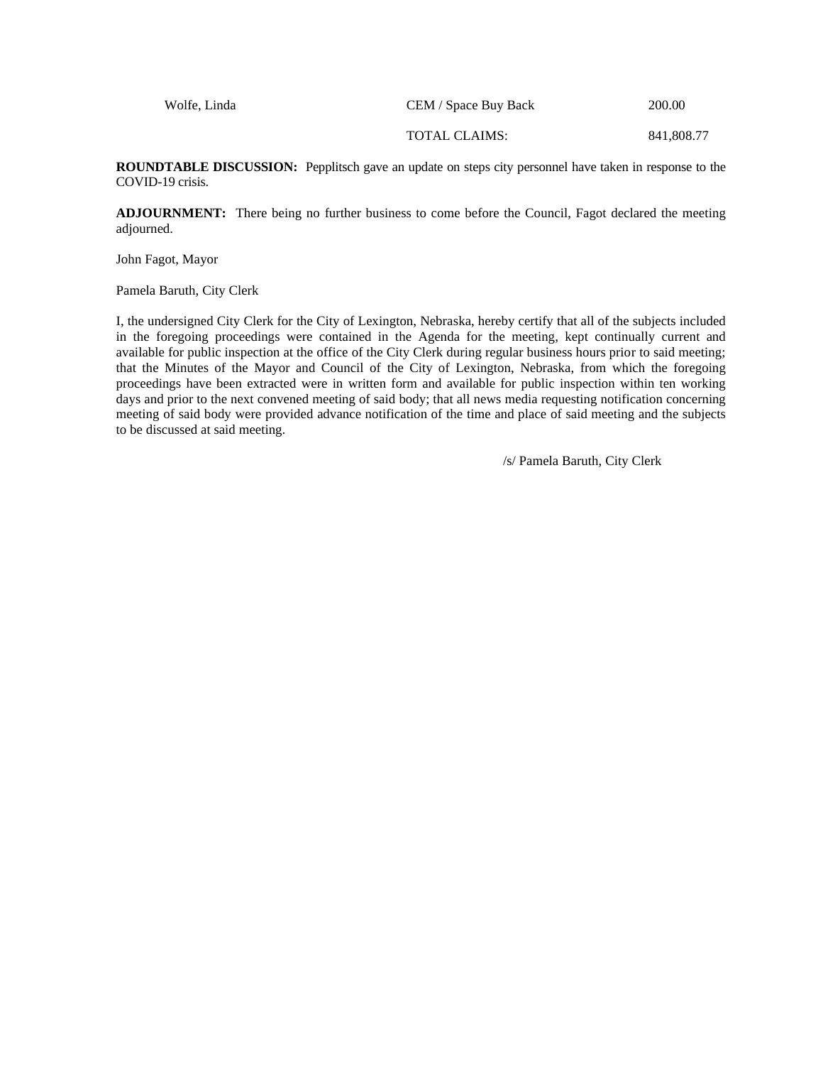| | | |
|---|---|---|
| Wolfe, Linda | CEM / Space Buy Back | 200.00 |
| | TOTAL CLAIMS: | 841,808.77 |

**ROUNDTABLE DISCUSSION:** Pepplitsch gave an update on steps city personnel have taken in response to the COVID-19 crisis.

**ADJOURNMENT:** There being no further business to come before the Council, Fagot declared the meeting adjourned.

John Fagot, Mayor

Pamela Baruth, City Clerk

I, the undersigned City Clerk for the City of Lexington, Nebraska, hereby certify that all of the subjects included in the foregoing proceedings were contained in the Agenda for the meeting, kept continually current and available for public inspection at the office of the City Clerk during regular business hours prior to said meeting; that the Minutes of the Mayor and Council of the City of Lexington, Nebraska, from which the foregoing proceedings have been extracted were in written form and available for public inspection within ten working days and prior to the next convened meeting of said body; that all news media requesting notification concerning meeting of said body were provided advance notification of the time and place of said meeting and the subjects to be discussed at said meeting.

/s/ Pamela Baruth, City Clerk